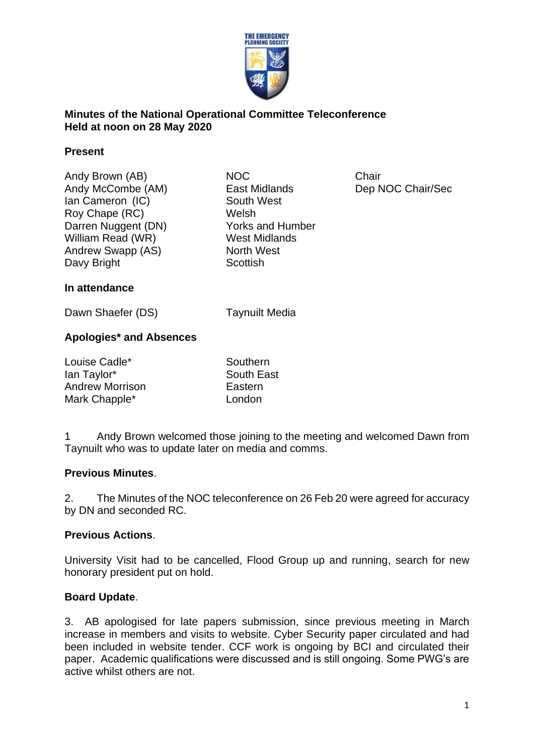**Minutes of the National Operational Committee Teleconference**
**Held at noon on 28 May 2020**

**Present**

| | | |
|---|---|---|
| Andy Brown (AB) | NOC | Chair |
| Andy McCombe (AM) | East Midlands | Dep NOC Chair/Sec |
| Ian Cameron (IC) | South West | |
| Roy Chape (RC) | Welsh | |
| Darren Nuggent (DN) | Yorks and Humber | |
| William Read (WR) | West Midlands | |
| Andrew Swapp (AS) | North West | |
| Davy Bright | Scottish | |

**In attendance**

| | |
|---|---|
| Dawn Shaefer (DS) | Taynuilt Media |

**Apologies* and Absences**

| | |
|---|---|
| Louise Cadle* | Southern |
| Ian Taylor* | South East |
| Andrew Morrison | Eastern |
| Mark Chapple* | London |

1 Andy Brown welcomed those joining to the meeting and welcomed Dawn from Taynuilt who was to update later on media and comms.

**Previous Minutes**.

2. The Minutes of the NOC teleconference on 26 Feb 20 were agreed for accuracy by DN and seconded RC.

**Previous Actions**.

University Visit had to be cancelled, Flood Group up and running, search for new honorary president put on hold.

**Board Update**.

3. AB apologised for late papers submission, since previous meeting in March increase in members and visits to website. Cyber Security paper circulated and had been included in website tender. CCF work is ongoing by BCI and circulated their paper. Academic qualifications were discussed and is still ongoing. Some PWG's are active whilst others are not.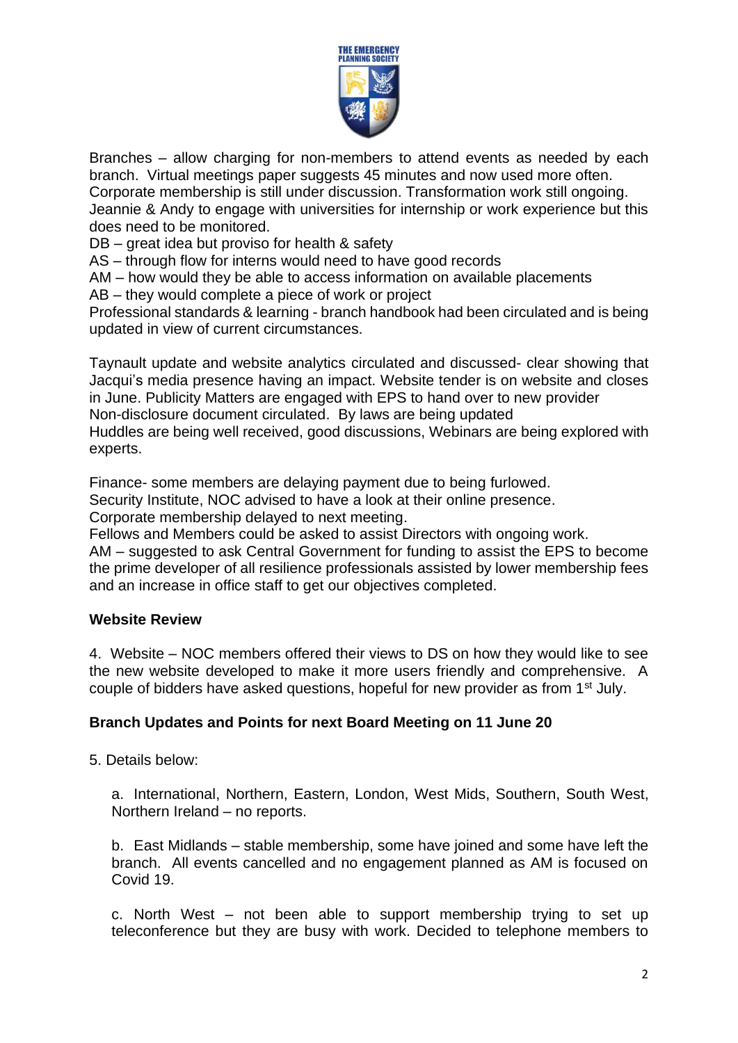Branches – allow charging for non-members to attend events as needed by each branch. Virtual meetings paper suggests 45 minutes and now used more often.
Corporate membership is still under discussion. Transformation work still ongoing.
Jeannie & Andy to engage with universities for internship or work experience but this does need to be monitored.
DB – great idea but proviso for health & safety
AS – through flow for interns would need to have good records
AM – how would they be able to access information on available placements
AB – they would complete a piece of work or project
Professional standards & learning - branch handbook had been circulated and is being updated in view of current circumstances.

Taynault update and website analytics circulated and discussed- clear showing that Jacqui's media presence having an impact. Website tender is on website and closes in June. Publicity Matters are engaged with EPS to hand over to new provider
Non-disclosure document circulated. By laws are being updated
Huddles are being well received, good discussions, Webinars are being explored with experts.

Finance- some members are delaying payment due to being furlowed.
Security Institute, NOC advised to have a look at their online presence.
Corporate membership delayed to next meeting.
Fellows and Members could be asked to assist Directors with ongoing work.
AM – suggested to ask Central Government for funding to assist the EPS to become the prime developer of all resilience professionals assisted by lower membership fees and an increase in office staff to get our objectives completed.

**Website Review**

4. Website – NOC members offered their views to DS on how they would like to see the new website developed to make it more users friendly and comprehensive. A couple of bidders have asked questions, hopeful for new provider as from 1st July.

**Branch Updates and Points for next Board Meeting on 11 June 20**

5. Details below:

a. International, Northern, Eastern, London, West Mids, Southern, South West, Northern Ireland – no reports.

b. East Midlands – stable membership, some have joined and some have left the branch. All events cancelled and no engagement planned as AM is focused on Covid 19.

c. North West – not been able to support membership trying to set up teleconference but they are busy with work. Decided to telephone members to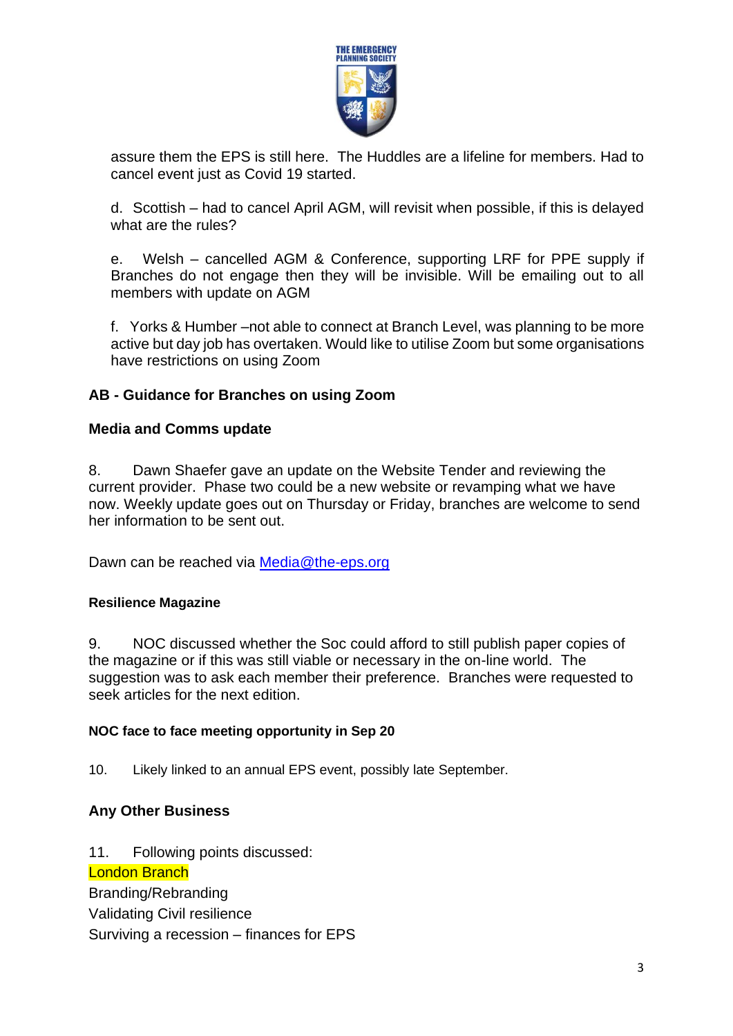assure them the EPS is still here. The Huddles are a lifeline for members. Had to cancel event just as Covid 19 started.

d. Scottish – had to cancel April AGM, will revisit when possible, if this is delayed what are the rules?

e. Welsh – cancelled AGM & Conference, supporting LRF for PPE supply if Branches do not engage then they will be invisible. Will be emailing out to all members with update on AGM

f. Yorks & Humber –not able to connect at Branch Level, was planning to be more active but day job has overtaken. Would like to utilise Zoom but some organisations have restrictions on using Zoom

**AB - Guidance for Branches on using Zoom**

**Media and Comms update**

8. Dawn Shaefer gave an update on the Website Tender and reviewing the current provider. Phase two could be a new website or revamping what we have now. Weekly update goes out on Thursday or Friday, branches are welcome to send her information to be sent out.

Dawn can be reached via [Media@the-eps.org](mailto:Media@the-eps.org)

**Resilience Magazine**

9. NOC discussed whether the Soc could afford to still publish paper copies of the magazine or if this was still viable or necessary in the on-line world. The suggestion was to ask each member their preference. Branches were requested to seek articles for the next edition.

**NOC face to face meeting opportunity in Sep 20**

10. Likely linked to an annual EPS event, possibly late September.

**Any Other Business**

11. Following points discussed:
London Branch
Branding/Rebranding
Validating Civil resilience
Surviving a recession – finances for EPS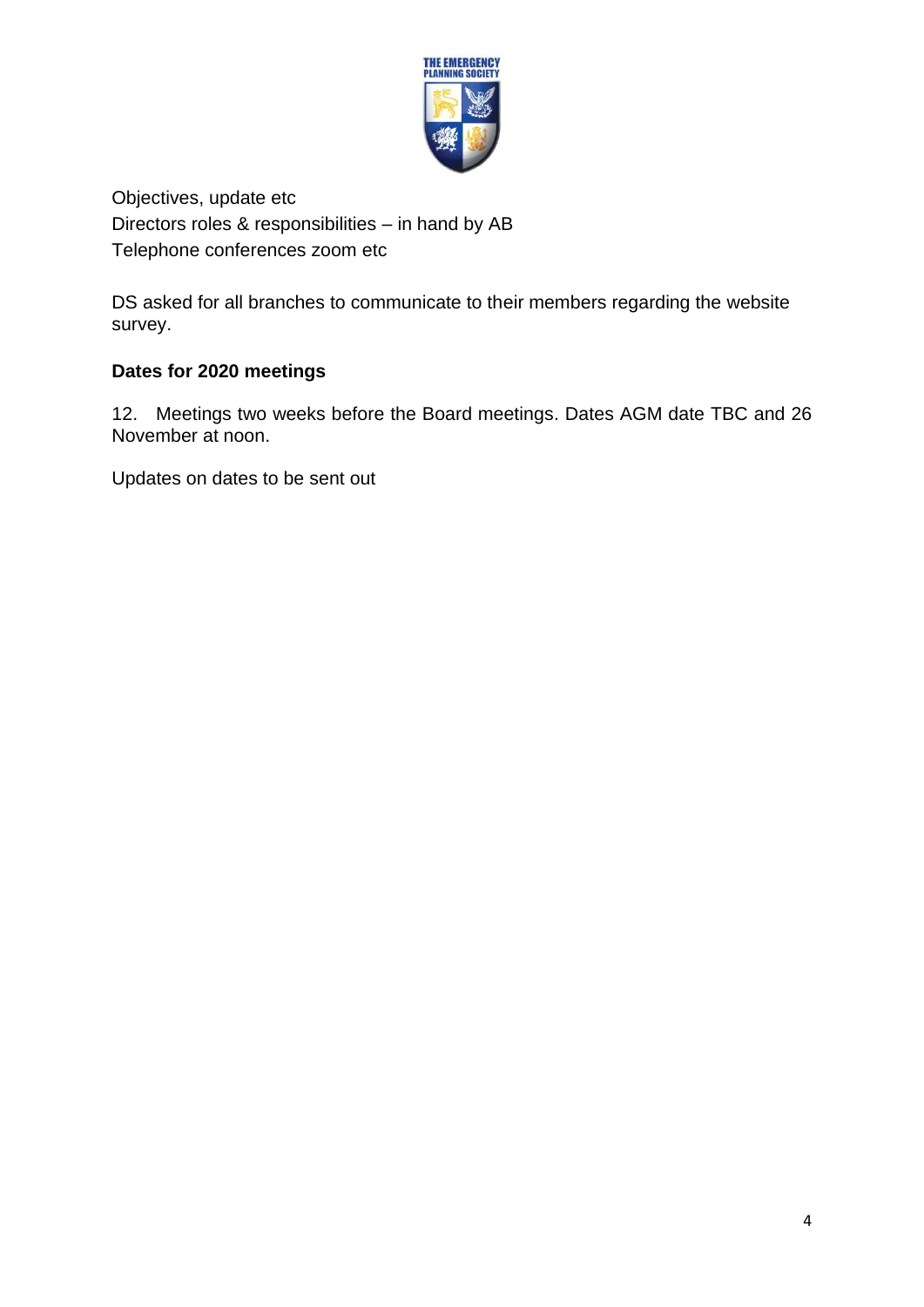Objectives, update etc
Directors roles & responsibilities – in hand by AB
Telephone conferences zoom etc

DS asked for all branches to communicate to their members regarding the website survey.

**Dates for 2020 meetings**

12. Meetings two weeks before the Board meetings. Dates AGM date TBC and 26 November at noon.

Updates on dates to be sent out